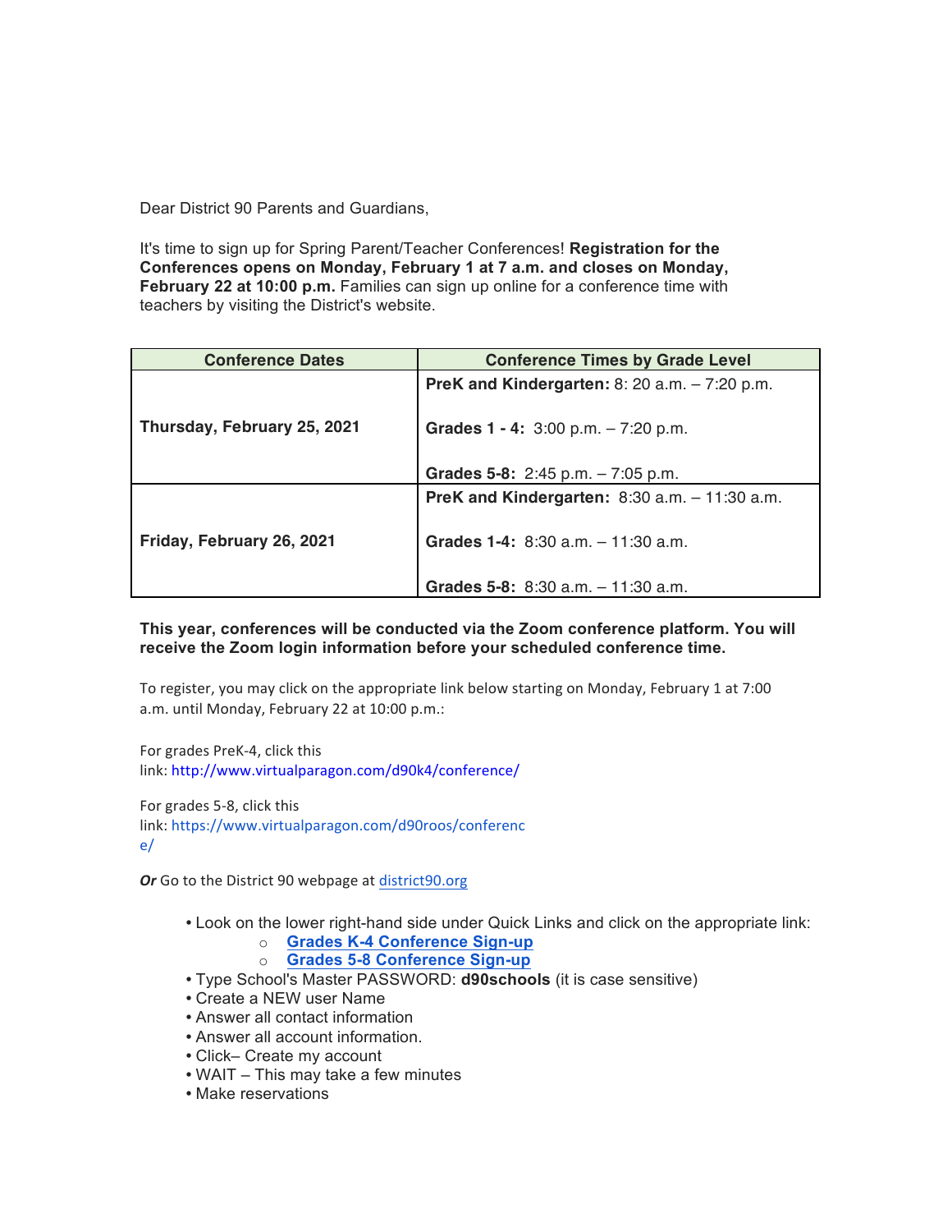Dear District 90 Parents and Guardians,

It's time to sign up for Spring Parent/Teacher Conferences! **Registration for the Conferences opens on Monday, February 1 at 7 a.m. and closes on Monday, February 22 at 10:00 p.m.** Families can sign up online for a conference time with teachers by visiting the District's website.

| Conference Dates | Conference Times by Grade Level |
| --- | --- |
| **Thursday, February 25, 2021** | **PreK and Kindergarten:** 8: 20 a.m. – 7:20 p.m.<br><br>**Grades 1 - 4:** 3:00 p.m. – 7:20 p.m.<br><br>**Grades 5-8:** 2:45 p.m. – 7:05 p.m. |
| **Friday, February 26, 2021** | **PreK and Kindergarten:** 8:30 a.m. – 11:30 a.m.<br><br>**Grades 1-4:** 8:30 a.m. – 11:30 a.m.<br><br>**Grades 5-8:** 8:30 a.m. – 11:30 a.m. |

**This year, conferences will be conducted via the Zoom conference platform. You will receive the Zoom login information before your scheduled conference time.**

To register, you may click on the appropriate link below starting on Monday, February 1 at 7:00 a.m. until Monday, February 22 at 10:00 p.m.:

For grades PreK-4, click this link: http://www.virtualparagon.com/d90k4/conference/

For grades 5-8, click this link: https://www.virtualparagon.com/d90roos/conference/

***Or*** Go to the District 90 webpage at district90.org

- Look on the lower right-hand side under Quick Links and click on the appropriate link:
  - **Grades K-4 Conference Sign-up**
  - **Grades 5-8 Conference Sign-up**
- Type School's Master PASSWORD: **d90schools** (it is case sensitive)
- Create a NEW user Name
- Answer all contact information
- Answer all account information.
- Click– Create my account
- WAIT – This may take a few minutes
- Make reservations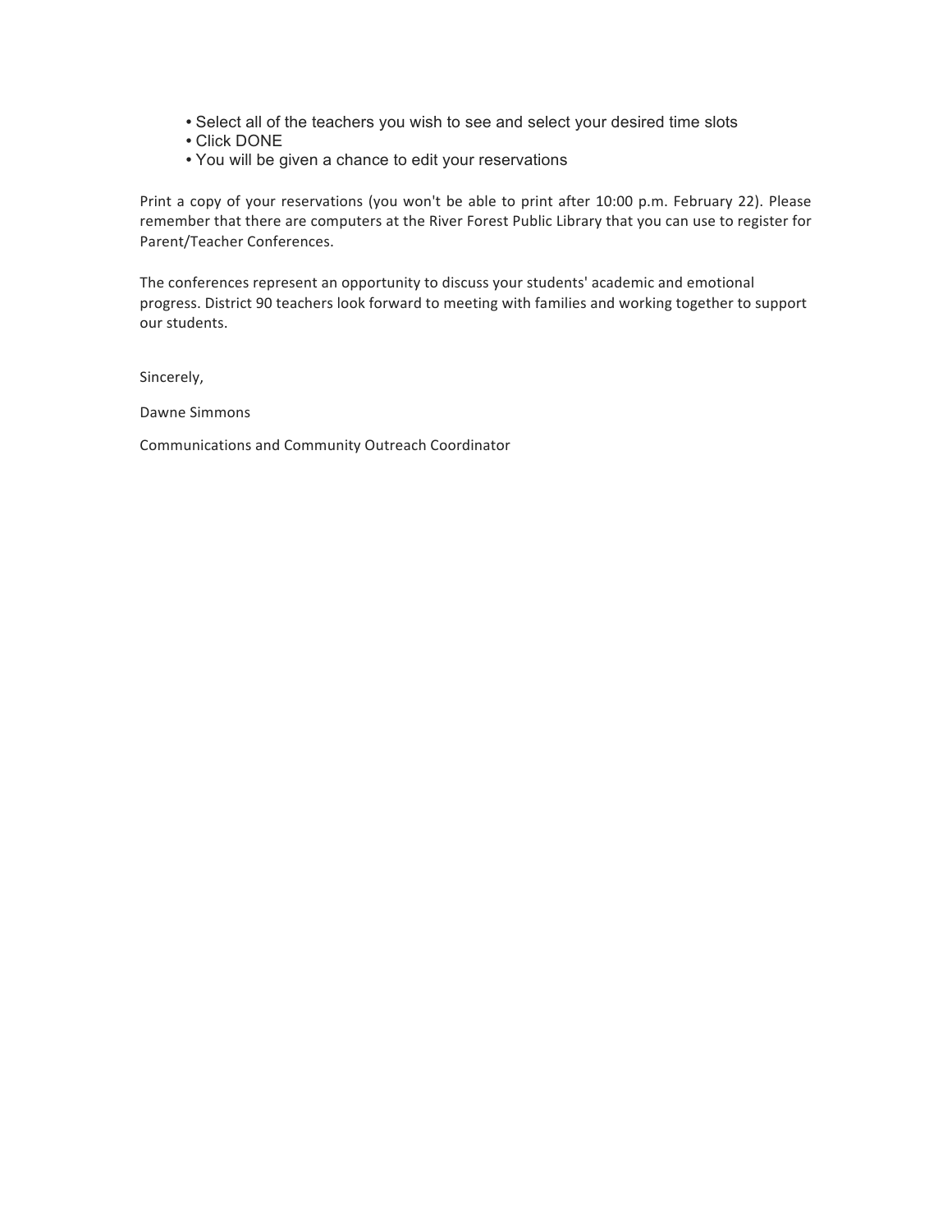- Select all of the teachers you wish to see and select your desired time slots
- Click DONE
- You will be given a chance to edit your reservations

Print a copy of your reservations (you won't be able to print after 10:00 p.m. February 22). Please remember that there are computers at the River Forest Public Library that you can use to register for Parent/Teacher Conferences.

The conferences represent an opportunity to discuss your students' academic and emotional progress. District 90 teachers look forward to meeting with families and working together to support our students.

Sincerely,

Dawne Simmons

Communications and Community Outreach Coordinator